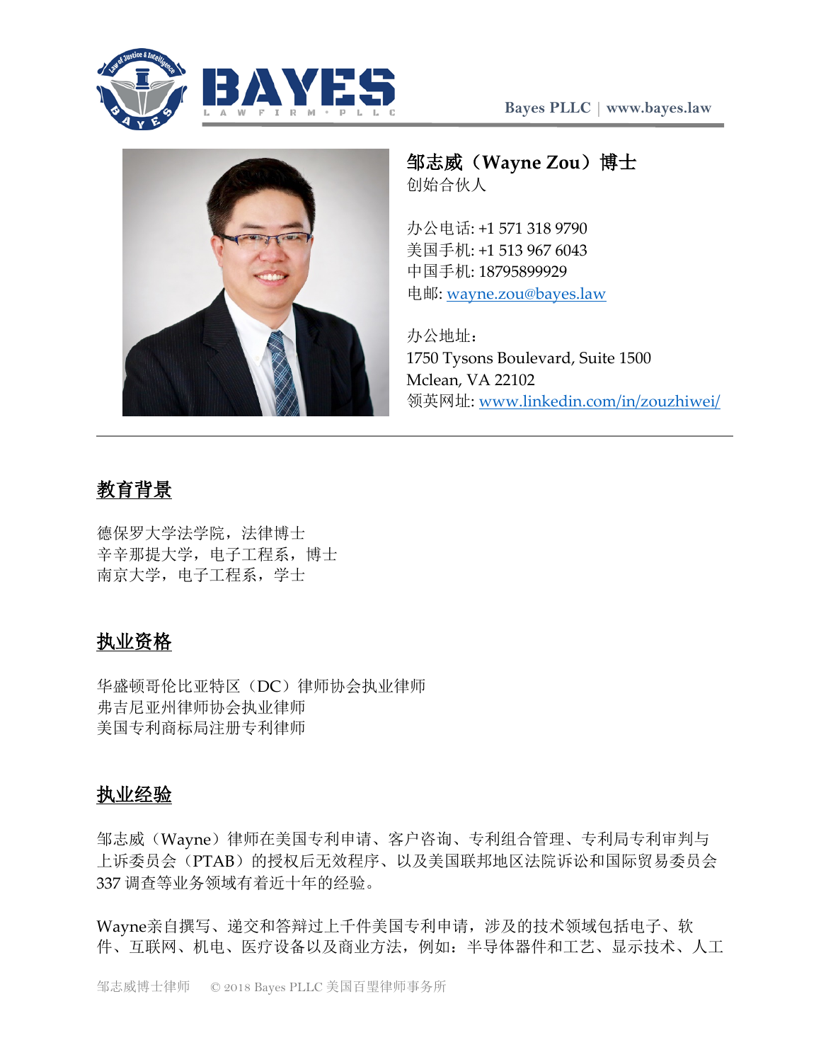Bayes PLLC | www.bayes.law

## 邹志威（Wayne Zou）博士

创始合伙人

办公电话: +1 571 318 9790
美国手机: +1 513 967 6043
中国手机: 18795899929
电邮: wayne.zou@bayes.law

办公地址:
1750 Tysons Boulevard, Suite 1500
Mclean, VA 22102
领英网址: www.linkedin.com/in/zouzhiwei/

## 教育背景

德保罗大学法学院，法律博士
辛辛那提大学，电子工程系，博士
南京大学，电子工程系，学士

## 执业资格

华盛顿哥伦比亚特区（DC）律师协会执业律师
弗吉尼亚州律师协会执业律师
美国专利商标局注册专利律师

## 执业经验

邹志威（Wayne）律师在美国专利申请、客户咨询、专利组合管理、专利局专利审判与上诉委员会（PTAB）的授权后无效程序、以及美国联邦地区法院诉讼和国际贸易委员会 337 调查等业务领域有着近十年的经验。

Wayne亲自撰写、递交和答辩过上千件美国专利申请，涉及的技术领域包括电子、软件、互联网、机电、医疗设备以及商业方法，例如：半导体器件和工艺、显示技术、人工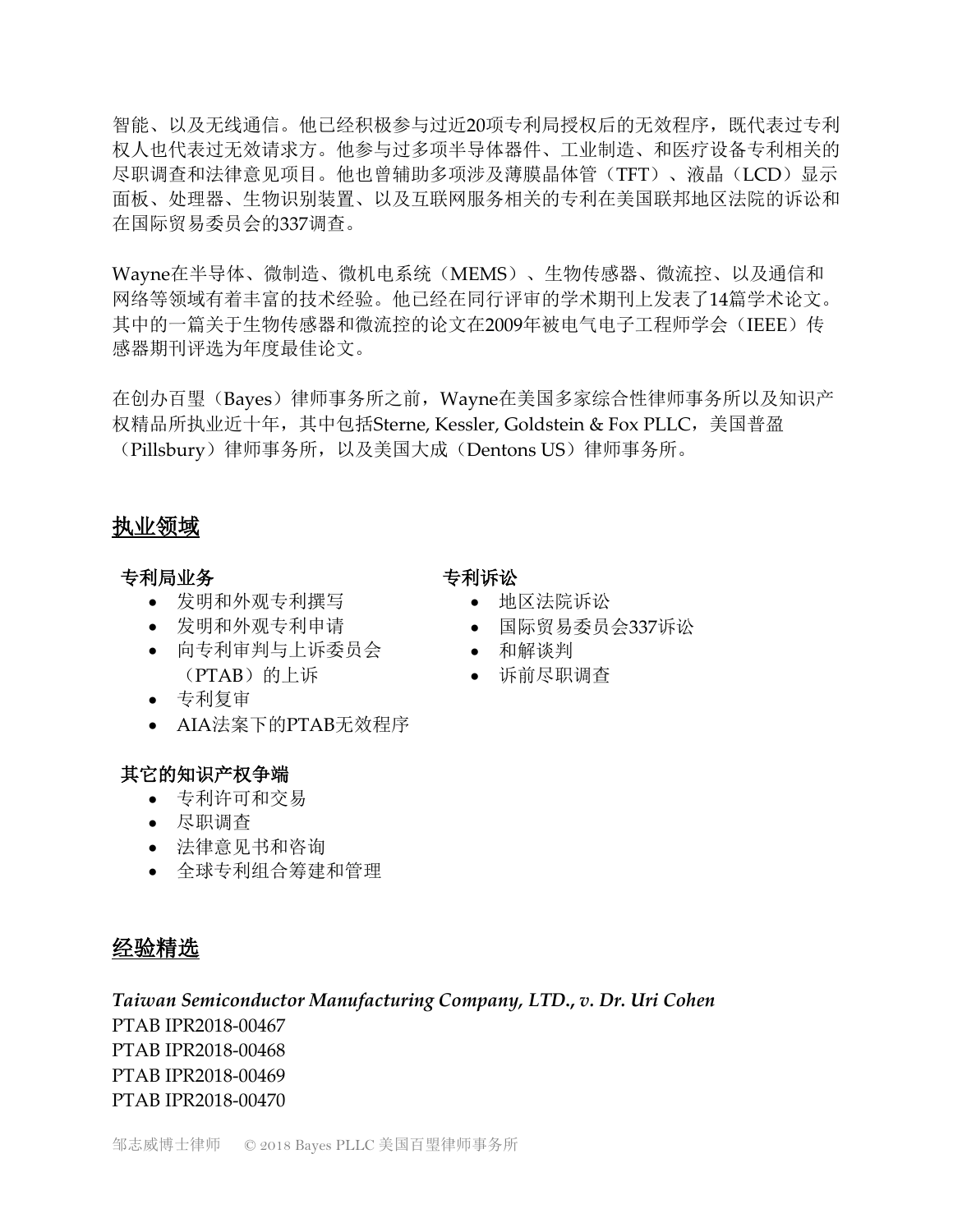智能、以及无线通信。他已经积极参与过近20项专利局授权后的无效程序，既代表过专利权人也代表过无效请求方。他参与过多项半导体器件、工业制造、和医疗设备专利相关的尽职调查和法律意见项目。他也曾辅助多项涉及薄膜晶体管（TFT）、液晶（LCD）显示面板、处理器、生物识别装置、以及互联网服务相关的专利在美国联邦地区法院的诉讼和在国际贸易委员会的337调查。

Wayne在半导体、微制造、微机电系统（MEMS）、生物传感器、微流控、以及通信和网络等领域有着丰富的技术经验。他已经在同行评审的学术期刊上发表了14篇学术论文。其中的一篇关于生物传感器和微流控的论文在2009年被电气电子工程师学会（IEEE）传感器期刊评选为年度最佳论文。

在创办百盟（Bayes）律师事务所之前，Wayne在美国多家综合性律师事务所以及知识产权精品所执业近十年，其中包括Sterne, Kessler, Goldstein & Fox PLLC，美国普盈（Pillsbury）律师事务所，以及美国大成（Dentons US）律师事务所。

## 执业领域

**专利局业务**

- 发明和外观专利撰写
- 发明和外观专利申请
- 向专利审判与上诉委员会（PTAB）的上诉
- 专利复审
- AIA法案下的PTAB无效程序

**专利诉讼**

- 地区法院诉讼
- 国际贸易委员会337诉讼
- 和解谈判
- 诉前尽职调查

**其它的知识产权争端**

- 专利许可和交易
- 尽职调查
- 法律意见书和咨询
- 全球专利组合筹建和管理

## 经验精选

***Taiwan Semiconductor Manufacturing Company, LTD., v. Dr. Uri Cohen***

PTAB IPR2018-00467
PTAB IPR2018-00468
PTAB IPR2018-00469
PTAB IPR2018-00470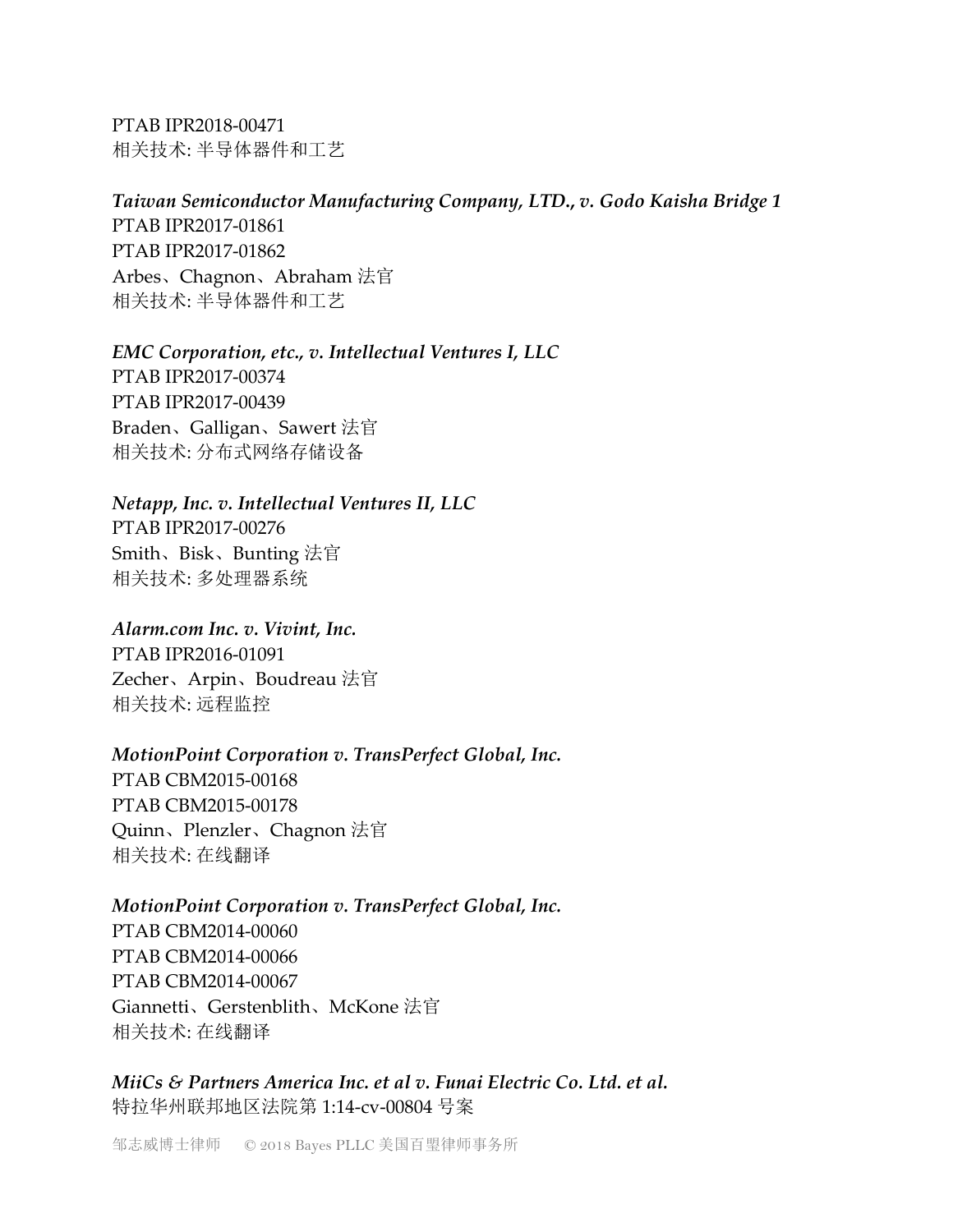PTAB IPR2018-00471
相关技术: 半导体器件和工艺

***Taiwan Semiconductor Manufacturing Company, LTD., v. Godo Kaisha Bridge 1***
PTAB IPR2017-01861
PTAB IPR2017-01862
Arbes、Chagnon、Abraham 法官
相关技术: 半导体器件和工艺

***EMC Corporation, etc., v. Intellectual Ventures I, LLC***
PTAB IPR2017-00374
PTAB IPR2017-00439
Braden、Galligan、Sawert 法官
相关技术: 分布式网络存储设备

***Netapp, Inc. v. Intellectual Ventures II, LLC***
PTAB IPR2017-00276
Smith、Bisk、Bunting 法官
相关技术: 多处理器系统

***Alarm.com Inc. v. Vivint, Inc.***
PTAB IPR2016-01091
Zecher、Arpin、Boudreau 法官
相关技术: 远程监控

***MotionPoint Corporation v. TransPerfect Global, Inc.***
PTAB CBM2015-00168
PTAB CBM2015-00178
Quinn、Plenzler、Chagnon 法官
相关技术: 在线翻译

***MotionPoint Corporation v. TransPerfect Global, Inc.***
PTAB CBM2014-00060
PTAB CBM2014-00066
PTAB CBM2014-00067
Giannetti、Gerstenblith、McKone 法官
相关技术: 在线翻译

***MiiCs & Partners America Inc. et al v. Funai Electric Co. Ltd. et al.***
特拉华州联邦地区法院第 1:14-cv-00804 号案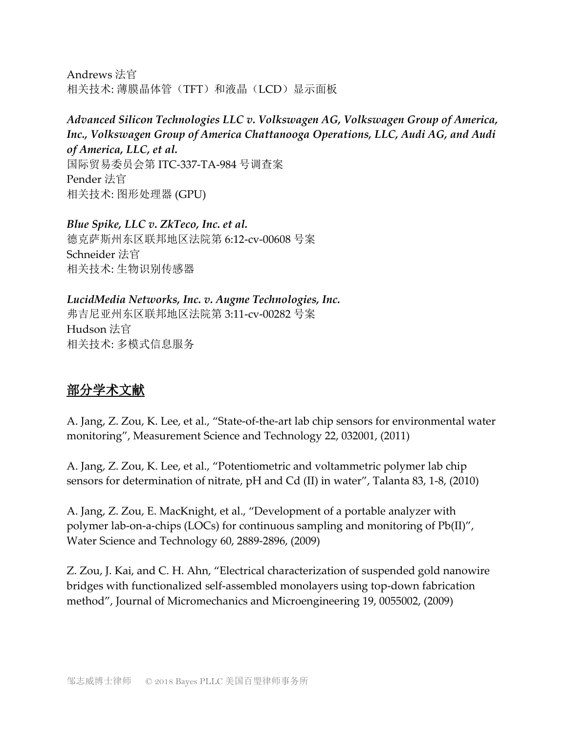Andrews 法官
相关技术: 薄膜晶体管（TFT）和液晶（LCD）显示面板

***Advanced Silicon Technologies LLC v. Volkswagen AG, Volkswagen Group of America, Inc., Volkswagen Group of America Chattanooga Operations, LLC, Audi AG, and Audi of America, LLC, et al.***
国际贸易委员会第 ITC-337-TA-984 号调查案
Pender 法官
相关技术: 图形处理器 (GPU)

***Blue Spike, LLC v. ZkTeco, Inc. et al.***
德克萨斯州东区联邦地区法院第 6:12-cv-00608 号案
Schneider 法官
相关技术: 生物识别传感器

***LucidMedia Networks, Inc. v. Augme Technologies, Inc.***
弗吉尼亚州东区联邦地区法院第 3:11-cv-00282 号案
Hudson 法官
相关技术: 多模式信息服务

## 部分学术文献

A. Jang, Z. Zou, K. Lee, et al., “State-of-the-art lab chip sensors for environmental water monitoring”, Measurement Science and Technology 22, 032001, (2011)

A. Jang, Z. Zou, K. Lee, et al., “Potentiometric and voltammetric polymer lab chip sensors for determination of nitrate, pH and Cd (II) in water”, Talanta 83, 1-8, (2010)

A. Jang, Z. Zou, E. MacKnight, et al., “Development of a portable analyzer with polymer lab-on-a-chips (LOCs) for continuous sampling and monitoring of Pb(II)”, Water Science and Technology 60, 2889-2896, (2009)

Z. Zou, J. Kai, and C. H. Ahn, “Electrical characterization of suspended gold nanowire bridges with functionalized self-assembled monolayers using top-down fabrication method”, Journal of Micromechanics and Microengineering 19, 0055002, (2009)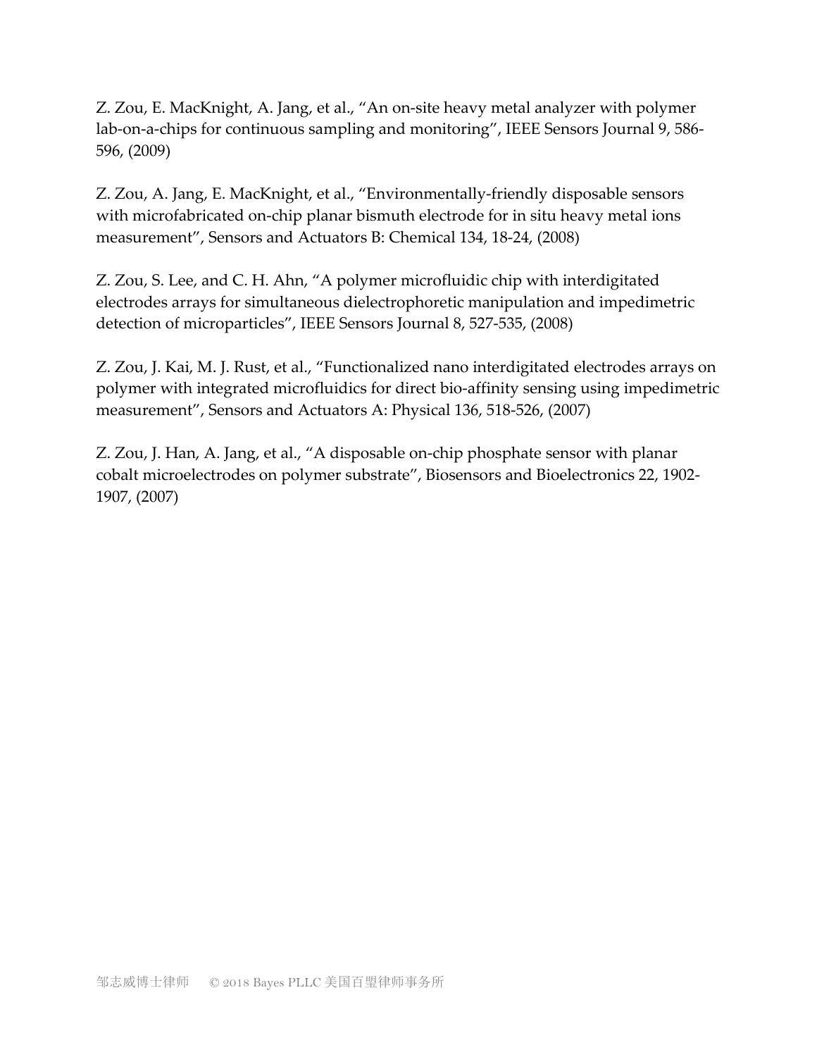Z. Zou, E. MacKnight, A. Jang, et al., “An on-site heavy metal analyzer with polymer lab-on-a-chips for continuous sampling and monitoring”, IEEE Sensors Journal 9, 586-596, (2009)

Z. Zou, A. Jang, E. MacKnight, et al., “Environmentally-friendly disposable sensors with microfabricated on-chip planar bismuth electrode for in situ heavy metal ions measurement”, Sensors and Actuators B: Chemical 134, 18-24, (2008)

Z. Zou, S. Lee, and C. H. Ahn, “A polymer microfluidic chip with interdigitated electrodes arrays for simultaneous dielectrophoretic manipulation and impedimetric detection of microparticles”, IEEE Sensors Journal 8, 527-535, (2008)

Z. Zou, J. Kai, M. J. Rust, et al., “Functionalized nano interdigitated electrodes arrays on polymer with integrated microfluidics for direct bio-affinity sensing using impedimetric measurement”, Sensors and Actuators A: Physical 136, 518-526, (2007)

Z. Zou, J. Han, A. Jang, et al., “A disposable on-chip phosphate sensor with planar cobalt microelectrodes on polymer substrate”, Biosensors and Bioelectronics 22, 1902-1907, (2007)